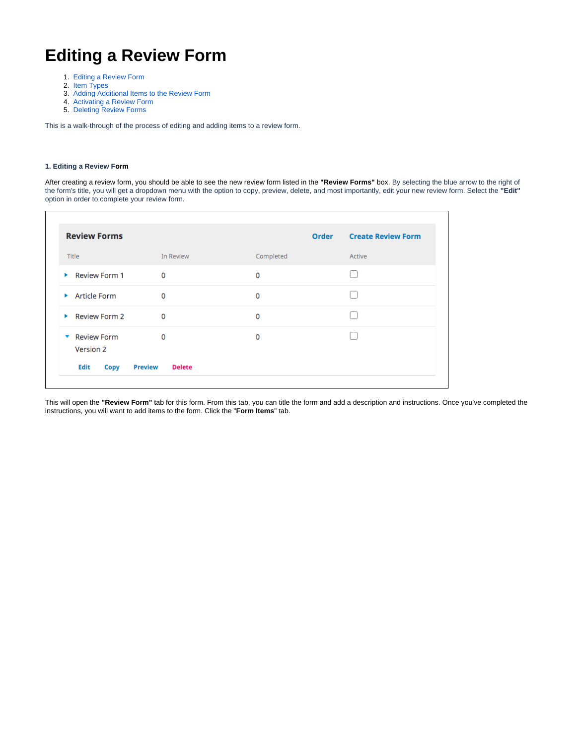# Editing a Review Form

1. Editing a Review Form
2. Item Types
3. Adding Additional Items to the Review Form
4. Activating a Review Form
5. Deleting Review Forms

This is a walk-through of the process of editing and adding items to a review form.

#### 1. Editing a Review Form

After creating a review form, you should be able to see the new review form listed in the **"Review Forms"** box. By selecting the blue arrow to the right of the form's title, you will get a dropdown menu with the option to copy, preview, delete, and most importantly, edit your new review form. Select the **"Edit"** option in order to complete your review form.

**Review Forms** — Order | Create Review Form

| Title | In Review | Completed | Active |
| --- | --- | --- | --- |
| Review Form 1 | 0 | 0 | ☐ |
| Article Form | 0 | 0 | ☐ |
| Review Form 2 | 0 | 0 | ☐ |
| Review Form Version 2 | 0 | 0 | ☐ |

Edit | Copy | Preview | Delete

This will open the **"Review Form"** tab for this form. From this tab, you can title the form and add a description and instructions. Once you've completed the instructions, you will want to add items to the form. Click the "**Form Items**" tab.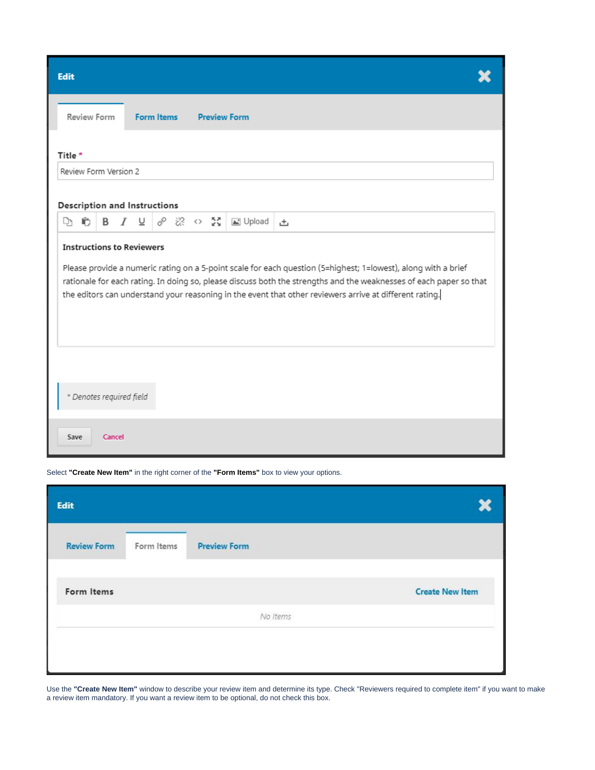**Edit**

Review Form | Form Items | Preview Form

**Title** *

Review Form Version 2

**Description and Instructions**

**Instructions to Reviewers**

Please provide a numeric rating on a 5-point scale for each question (5=highest; 1=lowest), along with a brief rationale for each rating. In doing so, please discuss both the strengths and the weaknesses of each paper so that the editors can understand your reasoning in the event that other reviewers arrive at different rating.

*\* Denotes required field*

Save | Cancel

Select **"Create New Item"** in the right corner of the **"Form Items"** box to view your options.

**Edit**

Review Form | Form Items | Preview Form

**Form Items** — Create New Item

*No Items*

Use the **"Create New Item"** window to describe your review item and determine its type. Check "Reviewers required to complete item" if you want to make a review item mandatory. If you want a review item to be optional, do not check this box.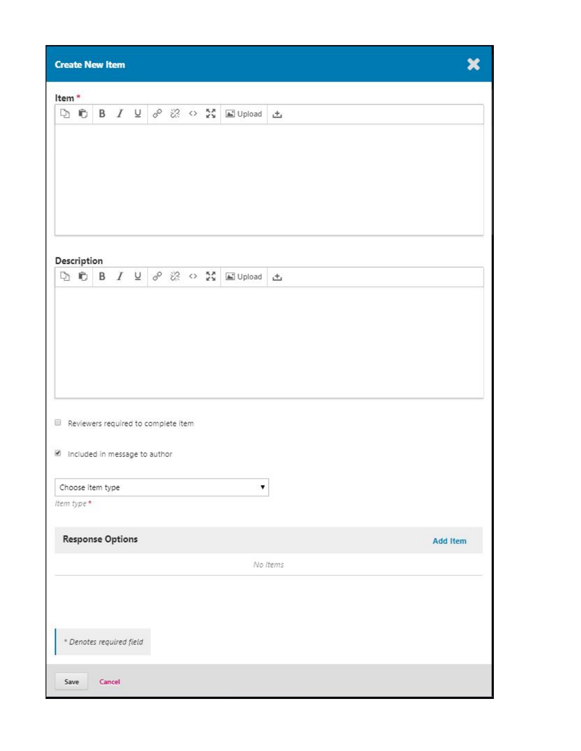## Create New Item

**Item** *

B I U Upload

**Description**

B I U Upload

- [ ] Reviewers required to complete item
- [x] Included in message to author

Choose item type

*Item type* *

**Response Options** — **Add Item**

*No Items*

*\* Denotes required field*

Save | Cancel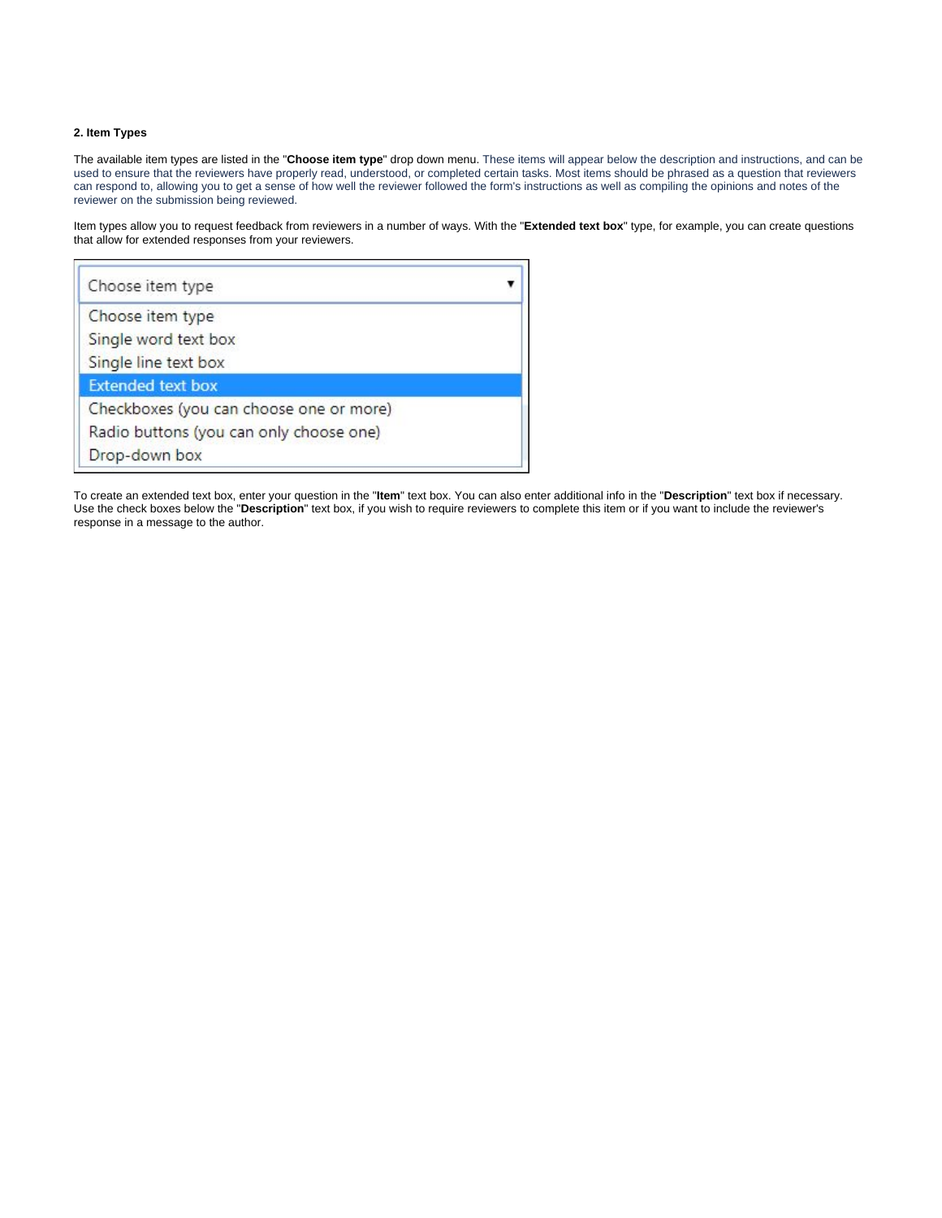**2. Item Types**

The available item types are listed in the "**Choose item type**" drop down menu. These items will appear below the description and instructions, and can be used to ensure that the reviewers have properly read, understood, or completed certain tasks. Most items should be phrased as a question that reviewers can respond to, allowing you to get a sense of how well the reviewer followed the form's instructions as well as compiling the opinions and notes of the reviewer on the submission being reviewed.

Item types allow you to request feedback from reviewers in a number of ways. With the "**Extended text box**" type, for example, you can create questions that allow for extended responses from your reviewers.

To create an extended text box, enter your question in the "**Item**" text box. You can also enter additional info in the "**Description**" text box if necessary. Use the check boxes below the "**Description**" text box, if you wish to require reviewers to complete this item or if you want to include the reviewer's response in a message to the author.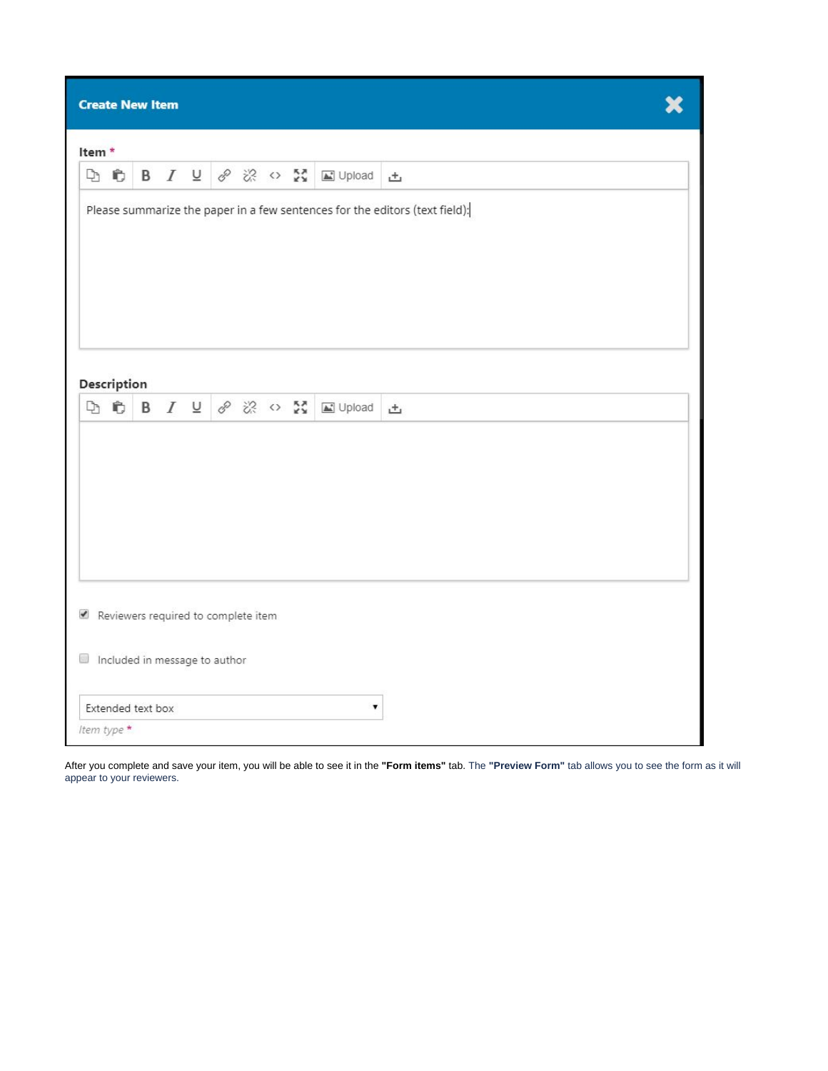**Create New Item**

**Item** *

Please summarize the paper in a few sentences for the editors (text field):

**Description**

- [x] Reviewers required to complete item
- [ ] Included in message to author

Extended text box

*Item type* *

After you complete and save your item, you will be able to see it in the **"Form items"** tab. The **"Preview Form"** tab allows you to see the form as it will appear to your reviewers.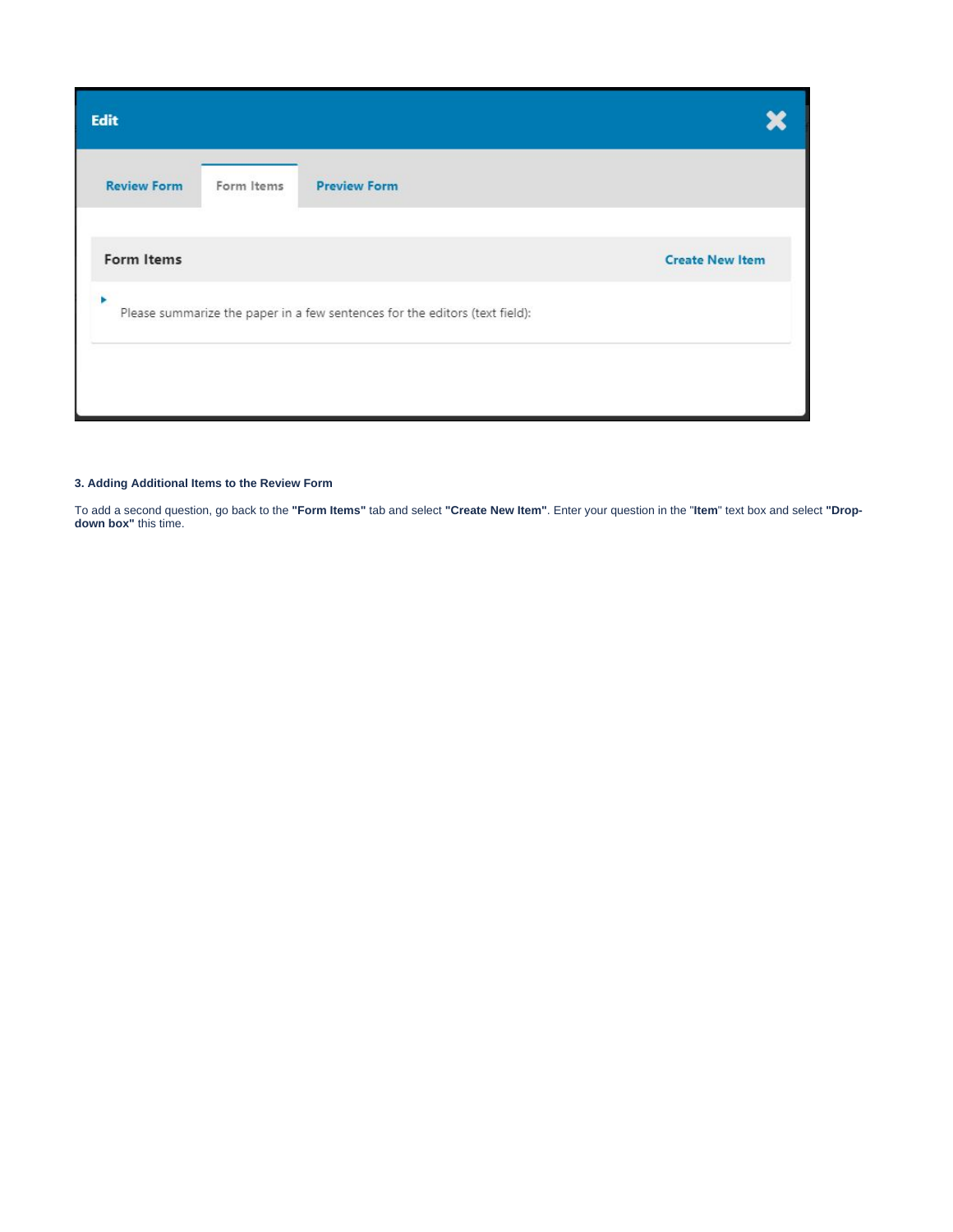**3. Adding Additional Items to the Review Form**

To add a second question, go back to the **"Form Items"** tab and select **"Create New Item"**. Enter your question in the "**Item**" text box and select **"Drop-down box"** this time.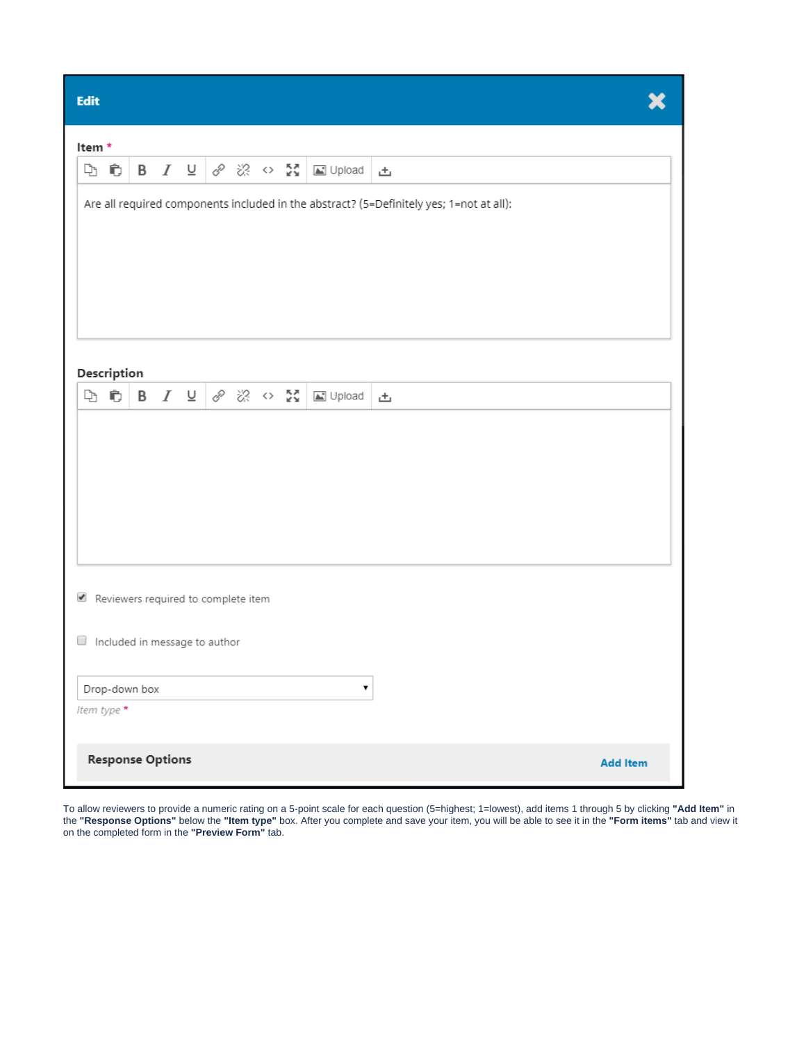**Edit**

**Item** *

Are all required components included in the abstract? (5=Definitely yes; 1=not at all):

**Description**

- [x] Reviewers required to complete item
- [ ] Included in message to author

Drop-down box

*Item type* *

**Response Options** **Add Item**

To allow reviewers to provide a numeric rating on a 5-point scale for each question (5=highest; 1=lowest), add items 1 through 5 by clicking **"Add Item"** in the **"Response Options"** below the **"Item type"** box. After you complete and save your item, you will be able to see it in the **"Form items"** tab and view it on the completed form in the **"Preview Form"** tab.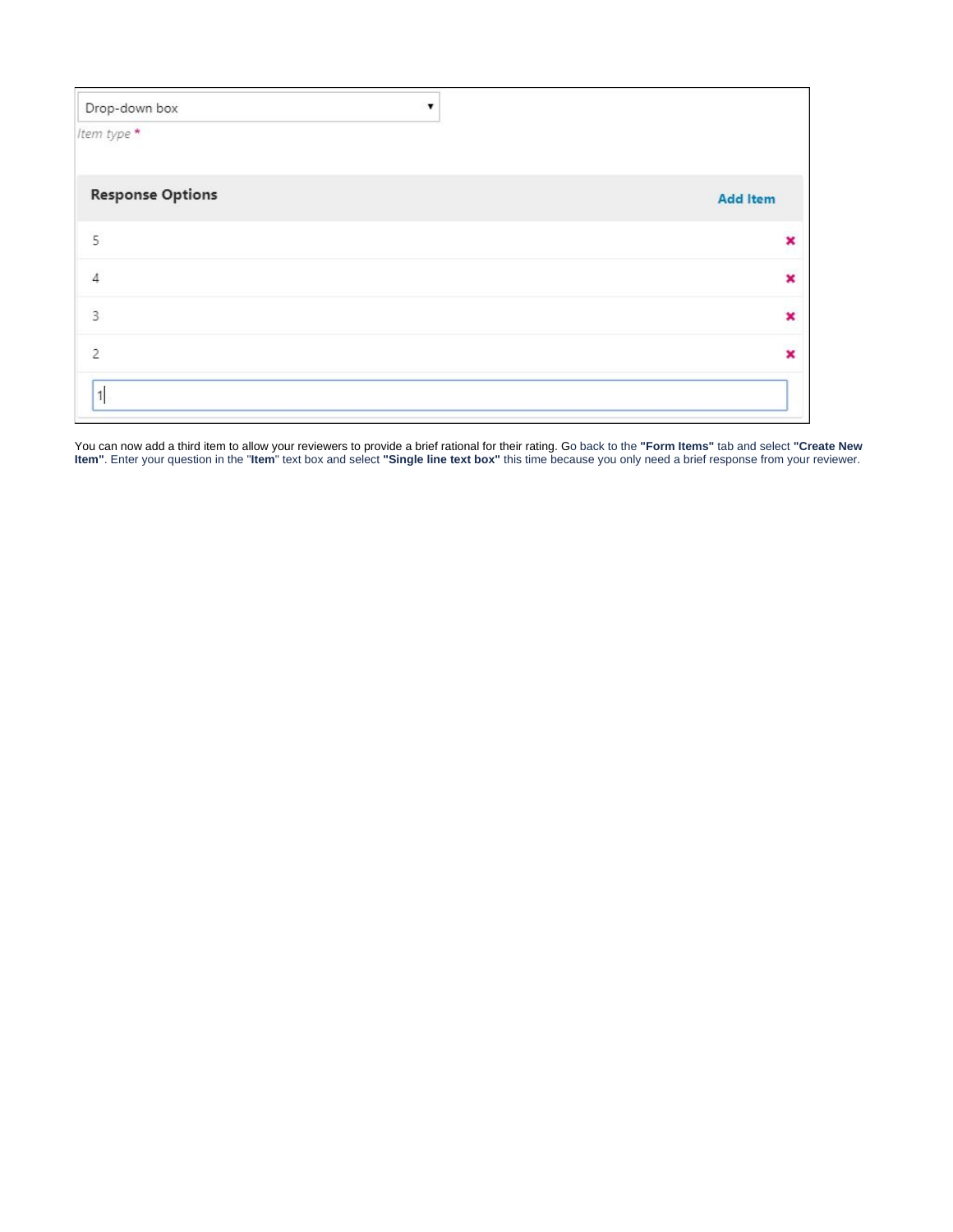Drop-down box

*Item type* *

| Response Options | Add Item |
| --- | --- |
| 5 | ✖ |
| 4 | ✖ |
| 3 | ✖ |
| 2 | ✖ |
| 1 | |

You can now add a third item to allow your reviewers to provide a brief rational for their rating. Go back to the **"Form Items"** tab and select **"Create New Item"**. Enter your question in the "**Item**" text box and select **"Single line text box"** this time because you only need a brief response from your reviewer.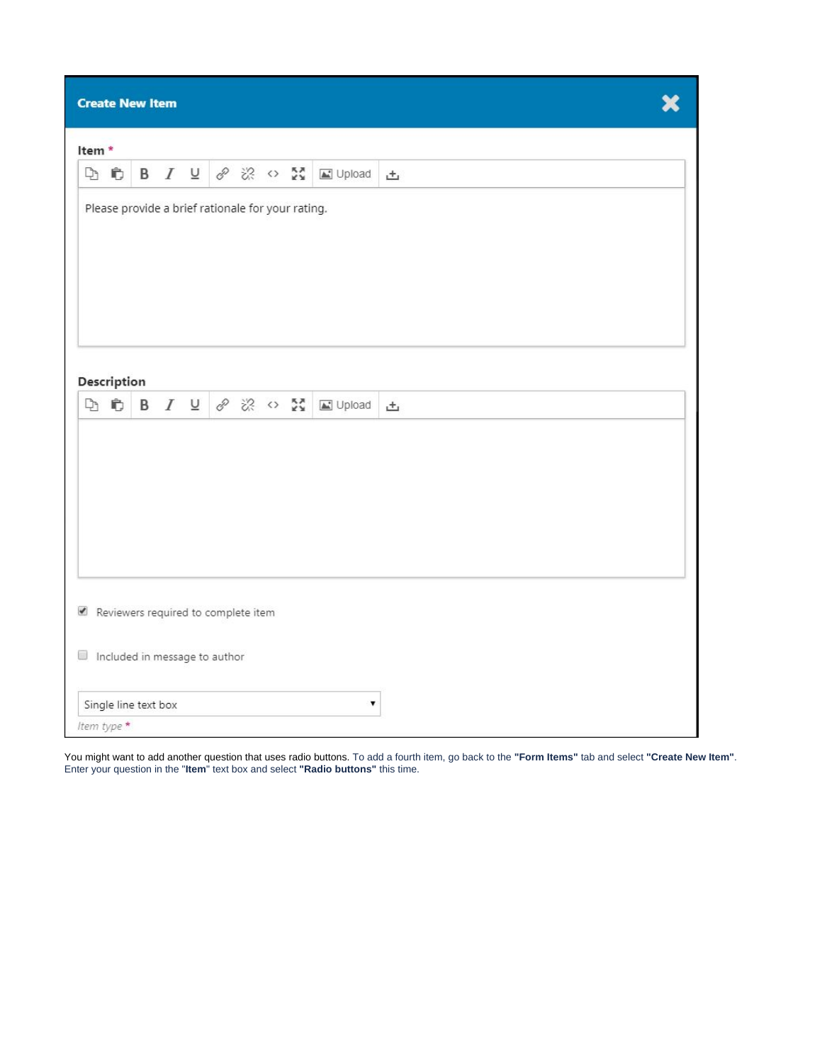**Create New Item**

**Item** *

Please provide a brief rationale for your rating.

**Description**

- [x] Reviewers required to complete item
- [ ] Included in message to author

Single line text box

*Item type* *

You might want to add another question that uses radio buttons. To add a fourth item, go back to the **"Form Items"** tab and select **"Create New Item"**. Enter your question in the "**Item**" text box and select **"Radio buttons"** this time.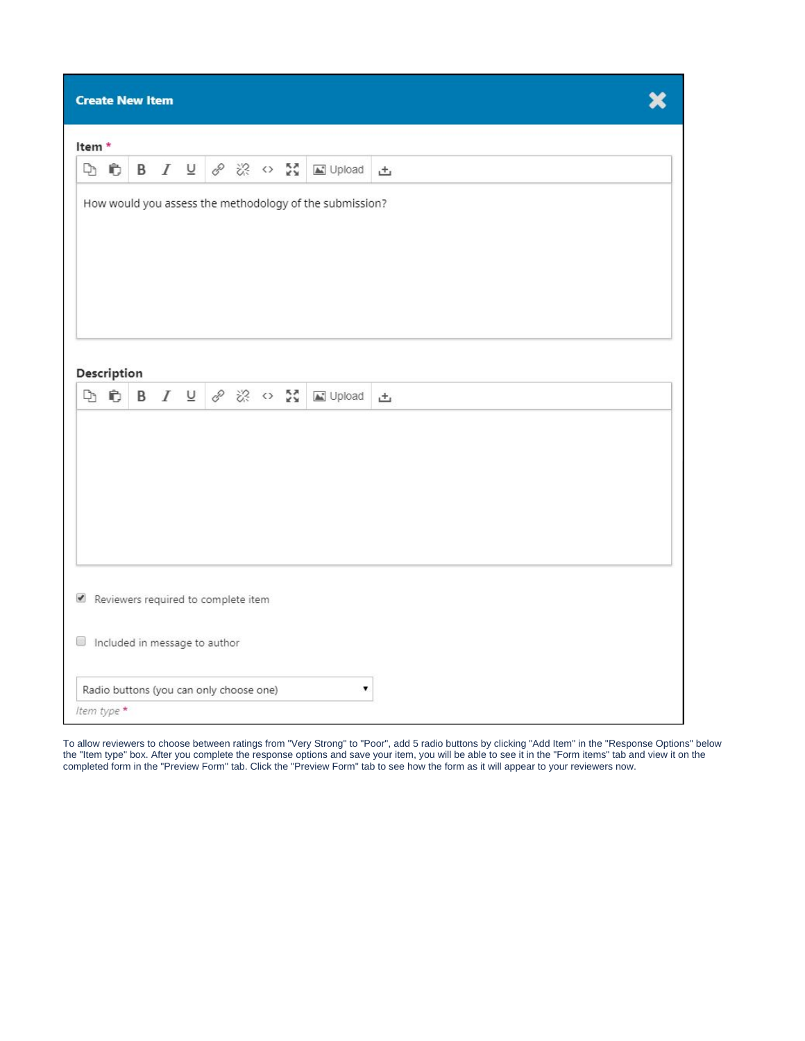**Create New Item**

Item *

How would you assess the methodology of the submission?

Description

☑ Reviewers required to complete item

☐ Included in message to author

Radio buttons (you can only choose one)

*Item type* *

To allow reviewers to choose between ratings from "Very Strong" to "Poor", add 5 radio buttons by clicking "Add Item" in the "Response Options" below the "Item type" box. After you complete the response options and save your item, you will be able to see it in the "Form items" tab and view it on the completed form in the "Preview Form" tab. Click the "Preview Form" tab to see how the form as it will appear to your reviewers now.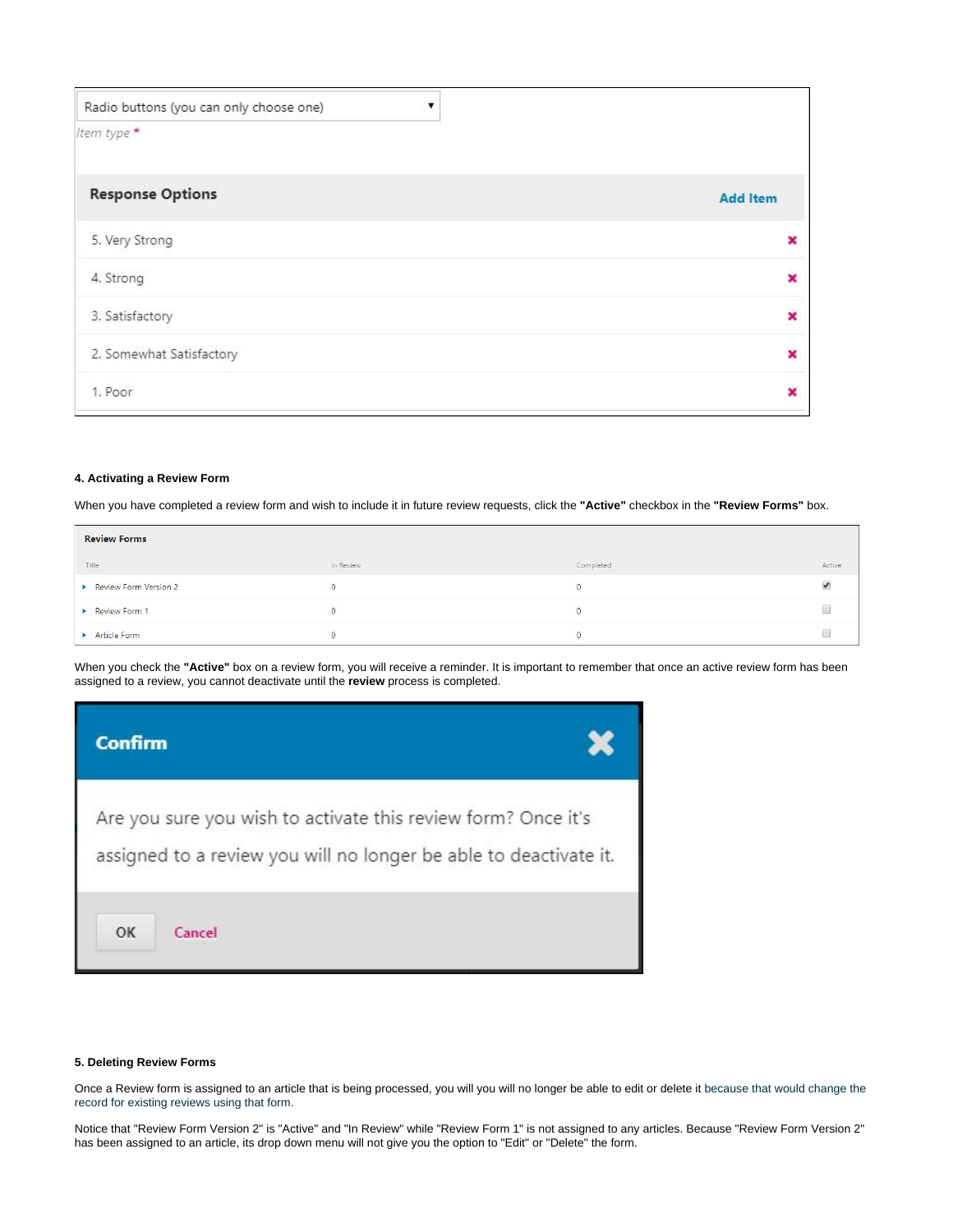Radio buttons (you can only choose one)

Item type *

| Response Options | Add Item |
| --- | --- |
| 5. Very Strong | ✖ |
| 4. Strong | ✖ |
| 3. Satisfactory | ✖ |
| 2. Somewhat Satisfactory | ✖ |
| 1. Poor | ✖ |

#### 4. Activating a Review Form

When you have completed a review form and wish to include it in future review requests, click the **"Active"** checkbox in the **"Review Forms"** box.

**Review Forms**

| Title | In Review | Completed | Active |
| --- | --- | --- | --- |
| Review Form Version 2 | 0 | 0 | ☑ |
| Review Form 1 | 0 | 0 | ☐ |
| Article Form | 0 | 0 | ☐ |

When you check the **"Active"** box on a review form, you will receive a reminder. It is important to remember that once an active review form has been assigned to a review, you cannot deactivate until the **review** process is completed.

**Confirm**

Are you sure you wish to activate this review form? Once it's assigned to a review you will no longer be able to deactivate it.

OK Cancel

#### 5. Deleting Review Forms

Once a Review form is assigned to an article that is being processed, you will you will no longer be able to edit or delete it because that would change the record for existing reviews using that form.

Notice that "Review Form Version 2" is "Active" and "In Review" while "Review Form 1" is not assigned to any articles. Because "Review Form Version 2" has been assigned to an article, its drop down menu will not give you the option to "Edit" or "Delete" the form.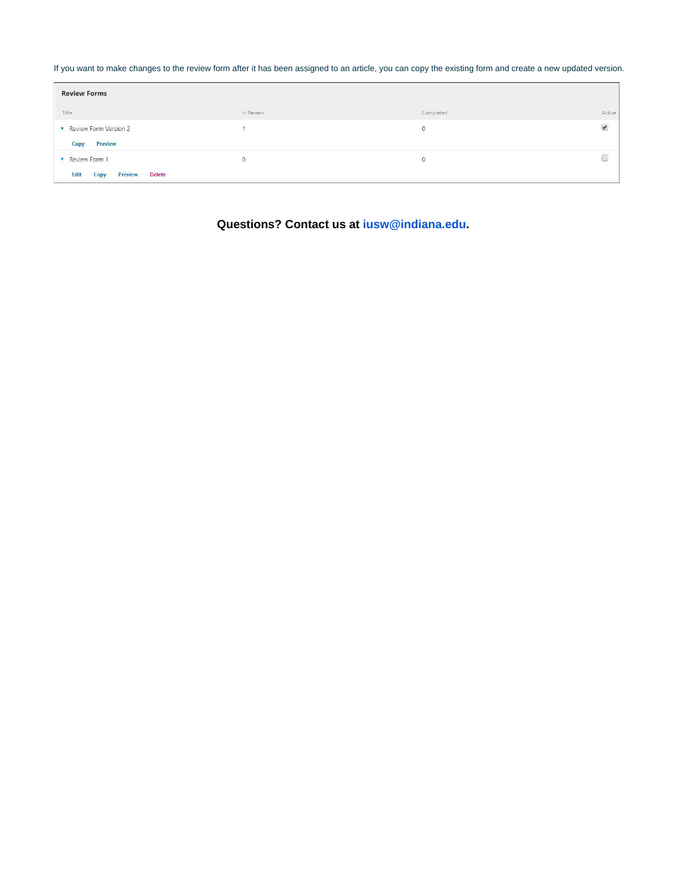If you want to make changes to the review form after it has been assigned to an article, you can copy the existing form and create a new updated version.

**Review Forms**

| Title | In Review | Completed | Active |
| --- | --- | --- | --- |
| ▾ Review Form Version 2<br>Copy Preview | 1 | 0 | ☑ |
| ▾ Review Form 1<br>Edit Copy Preview Delete | 0 | 0 | ☐ |

**Questions? Contact us at iusw@indiana.edu.**